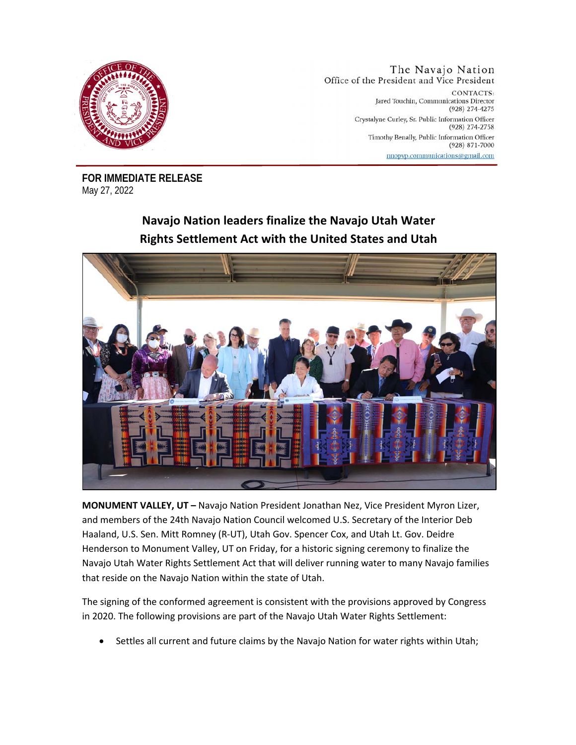The Navajo Nation
Office of the President and Vice President

CONTACTS:
Jared Touchin, Communications Director
(928) 274-4275

Crystalyne Curley, Sr. Public Information Officer
(928) 274-2758

Timothy Benally, Public Information Officer
(928) 871-7000

nnopvp.communications@gmail.com

**FOR IMMEDIATE RELEASE**
May 27, 2022

## Navajo Nation leaders finalize the Navajo Utah Water Rights Settlement Act with the United States and Utah

**MONUMENT VALLEY, UT –** Navajo Nation President Jonathan Nez, Vice President Myron Lizer, and members of the 24th Navajo Nation Council welcomed U.S. Secretary of the Interior Deb Haaland, U.S. Sen. Mitt Romney (R-UT), Utah Gov. Spencer Cox, and Utah Lt. Gov. Deidre Henderson to Monument Valley, UT on Friday, for a historic signing ceremony to finalize the Navajo Utah Water Rights Settlement Act that will deliver running water to many Navajo families that reside on the Navajo Nation within the state of Utah.

The signing of the conformed agreement is consistent with the provisions approved by Congress in 2020. The following provisions are part of the Navajo Utah Water Rights Settlement:

- Settles all current and future claims by the Navajo Nation for water rights within Utah;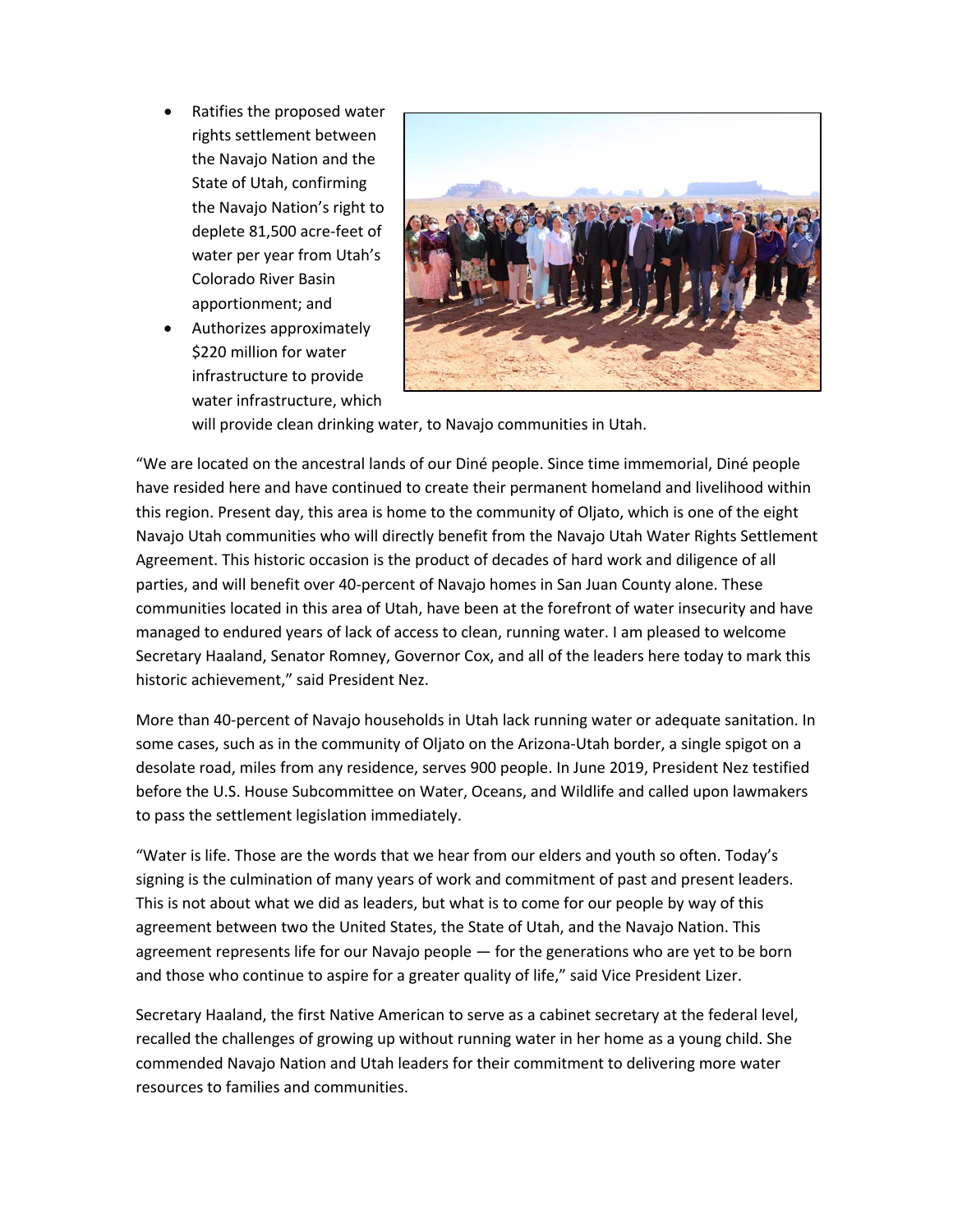- Ratifies the proposed water rights settlement between the Navajo Nation and the State of Utah, confirming the Navajo Nation's right to deplete 81,500 acre-feet of water per year from Utah's Colorado River Basin apportionment; and
- Authorizes approximately $220 million for water infrastructure to provide water infrastructure, which will provide clean drinking water, to Navajo communities in Utah.

"We are located on the ancestral lands of our Diné people. Since time immemorial, Diné people have resided here and have continued to create their permanent homeland and livelihood within this region. Present day, this area is home to the community of Oljato, which is one of the eight Navajo Utah communities who will directly benefit from the Navajo Utah Water Rights Settlement Agreement. This historic occasion is the product of decades of hard work and diligence of all parties, and will benefit over 40-percent of Navajo homes in San Juan County alone. These communities located in this area of Utah, have been at the forefront of water insecurity and have managed to endured years of lack of access to clean, running water. I am pleased to welcome Secretary Haaland, Senator Romney, Governor Cox, and all of the leaders here today to mark this historic achievement," said President Nez.

More than 40-percent of Navajo households in Utah lack running water or adequate sanitation. In some cases, such as in the community of Oljato on the Arizona-Utah border, a single spigot on a desolate road, miles from any residence, serves 900 people. In June 2019, President Nez testified before the U.S. House Subcommittee on Water, Oceans, and Wildlife and called upon lawmakers to pass the settlement legislation immediately.

"Water is life. Those are the words that we hear from our elders and youth so often. Today's signing is the culmination of many years of work and commitment of past and present leaders. This is not about what we did as leaders, but what is to come for our people by way of this agreement between two the United States, the State of Utah, and the Navajo Nation. This agreement represents life for our Navajo people — for the generations who are yet to be born and those who continue to aspire for a greater quality of life," said Vice President Lizer.

Secretary Haaland, the first Native American to serve as a cabinet secretary at the federal level, recalled the challenges of growing up without running water in her home as a young child. She commended Navajo Nation and Utah leaders for their commitment to delivering more water resources to families and communities.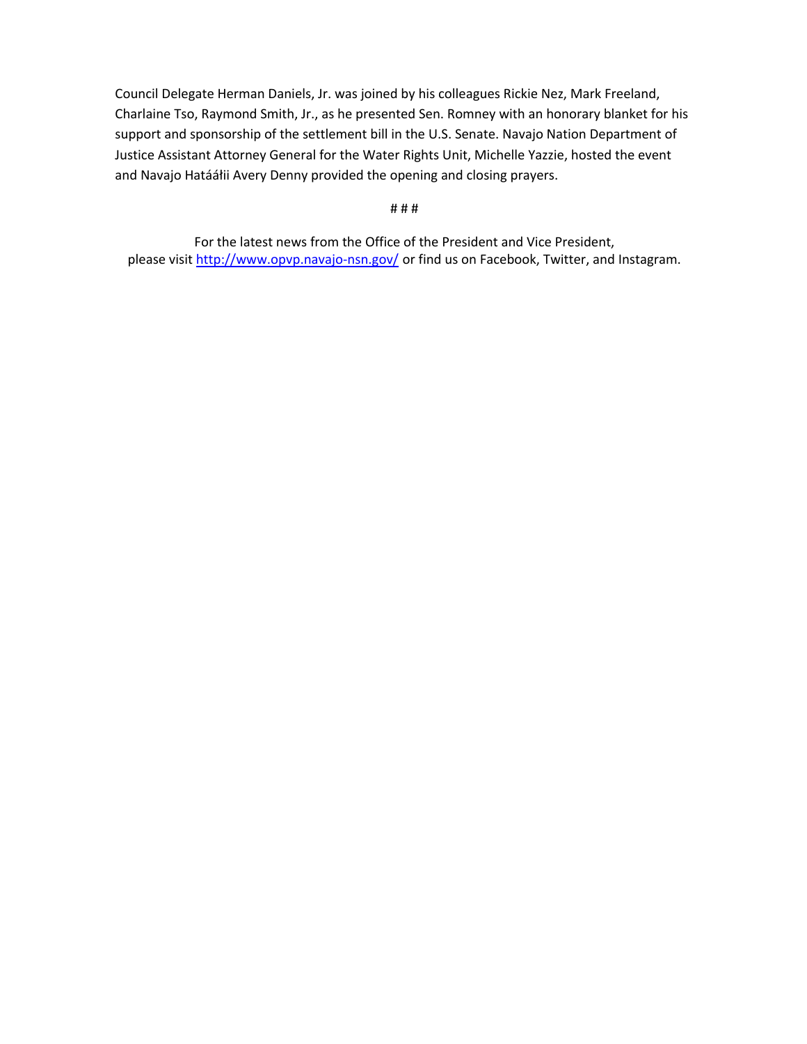Council Delegate Herman Daniels, Jr. was joined by his colleagues Rickie Nez, Mark Freeland, Charlaine Tso, Raymond Smith, Jr., as he presented Sen. Romney with an honorary blanket for his support and sponsorship of the settlement bill in the U.S. Senate. Navajo Nation Department of Justice Assistant Attorney General for the Water Rights Unit, Michelle Yazzie, hosted the event and Navajo Hatááłii Avery Denny provided the opening and closing prayers.

# # #

For the latest news from the Office of the President and Vice President, please visit http://www.opvp.navajo-nsn.gov/ or find us on Facebook, Twitter, and Instagram.